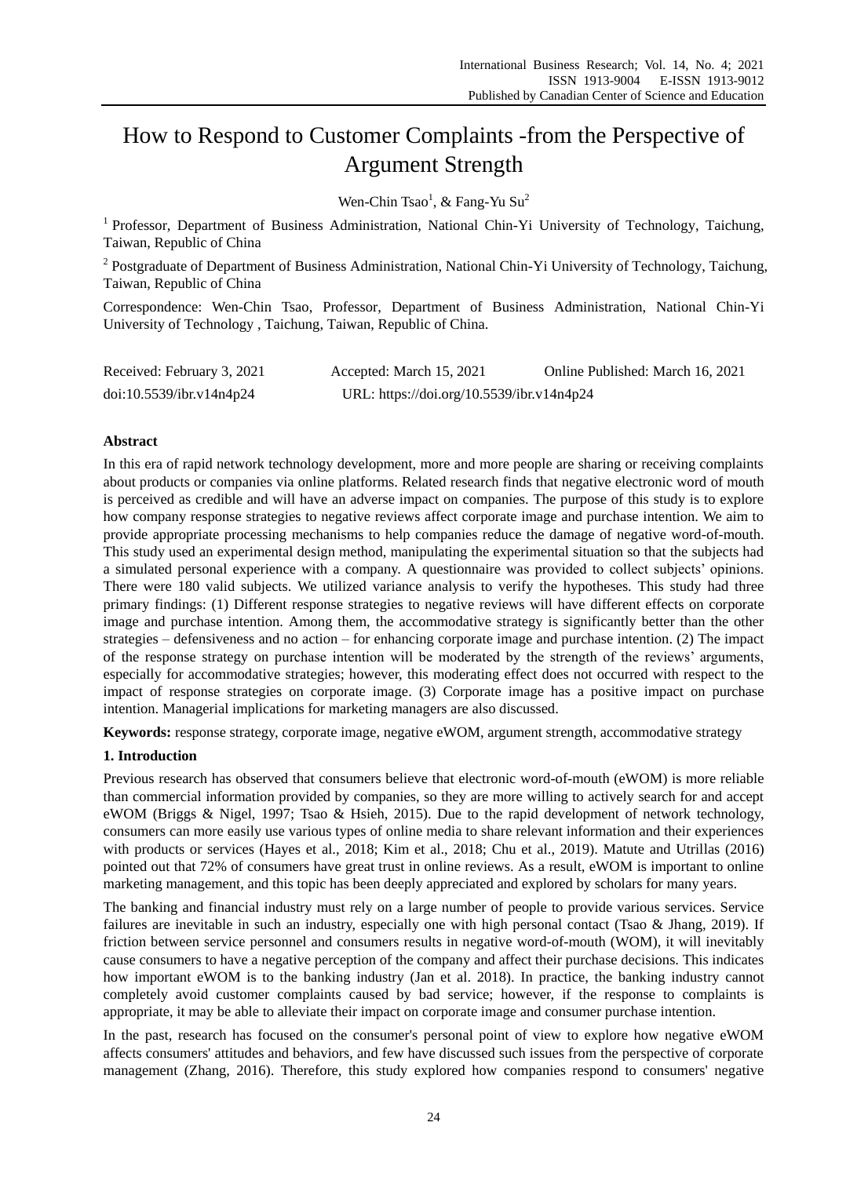# How to Respond to Customer Complaints -from the Perspective of Argument Strength

Wen-Chin Tsao[1], & Fang-Yu Su[2]

[1] Professor, Department of Business Administration, National Chin-Yi University of Technology, Taichung, Taiwan, Republic of China

[2] Postgraduate of Department of Business Administration, National Chin-Yi University of Technology, Taichung, Taiwan, Republic of China

Correspondence: Wen-Chin Tsao, Professor, Department of Business Administration, National Chin-Yi University of Technology , Taichung, Taiwan, Republic of China.

Received: February 3, 2021 Accepted: March 15, 2021 Online Published: March 16, 2021

doi:10.5539/ibr.v14n4p24 URL: https://doi.org/10.5539/ibr.v14n4p24

## Abstract

In this era of rapid network technology development, more and more people are sharing or receiving complaints about products or companies via online platforms. Related research finds that negative electronic word of mouth is perceived as credible and will have an adverse impact on companies. The purpose of this study is to explore how company response strategies to negative reviews affect corporate image and purchase intention. We aim to provide appropriate processing mechanisms to help companies reduce the damage of negative word-of-mouth. This study used an experimental design method, manipulating the experimental situation so that the subjects had a simulated personal experience with a company. A questionnaire was provided to collect subjects' opinions. There were 180 valid subjects. We utilized variance analysis to verify the hypotheses. This study had three primary findings: (1) Different response strategies to negative reviews will have different effects on corporate image and purchase intention. Among them, the accommodative strategy is significantly better than the other strategies – defensiveness and no action – for enhancing corporate image and purchase intention. (2) The impact of the response strategy on purchase intention will be moderated by the strength of the reviews' arguments, especially for accommodative strategies; however, this moderating effect does not occurred with respect to the impact of response strategies on corporate image. (3) Corporate image has a positive impact on purchase intention. Managerial implications for marketing managers are also discussed.

**Keywords:** response strategy, corporate image, negative eWOM, argument strength, accommodative strategy

## 1. Introduction

Previous research has observed that consumers believe that electronic word-of-mouth (eWOM) is more reliable than commercial information provided by companies, so they are more willing to actively search for and accept eWOM (Briggs & Nigel, 1997; Tsao & Hsieh, 2015). Due to the rapid development of network technology, consumers can more easily use various types of online media to share relevant information and their experiences with products or services (Hayes et al., 2018; Kim et al., 2018; Chu et al., 2019). Matute and Utrillas (2016) pointed out that 72% of consumers have great trust in online reviews. As a result, eWOM is important to online marketing management, and this topic has been deeply appreciated and explored by scholars for many years.

The banking and financial industry must rely on a large number of people to provide various services. Service failures are inevitable in such an industry, especially one with high personal contact (Tsao & Jhang, 2019). If friction between service personnel and consumers results in negative word-of-mouth (WOM), it will inevitably cause consumers to have a negative perception of the company and affect their purchase decisions. This indicates how important eWOM is to the banking industry (Jan et al. 2018). In practice, the banking industry cannot completely avoid customer complaints caused by bad service; however, if the response to complaints is appropriate, it may be able to alleviate their impact on corporate image and consumer purchase intention.

In the past, research has focused on the consumer's personal point of view to explore how negative eWOM affects consumers' attitudes and behaviors, and few have discussed such issues from the perspective of corporate management (Zhang, 2016). Therefore, this study explored how companies respond to consumers' negative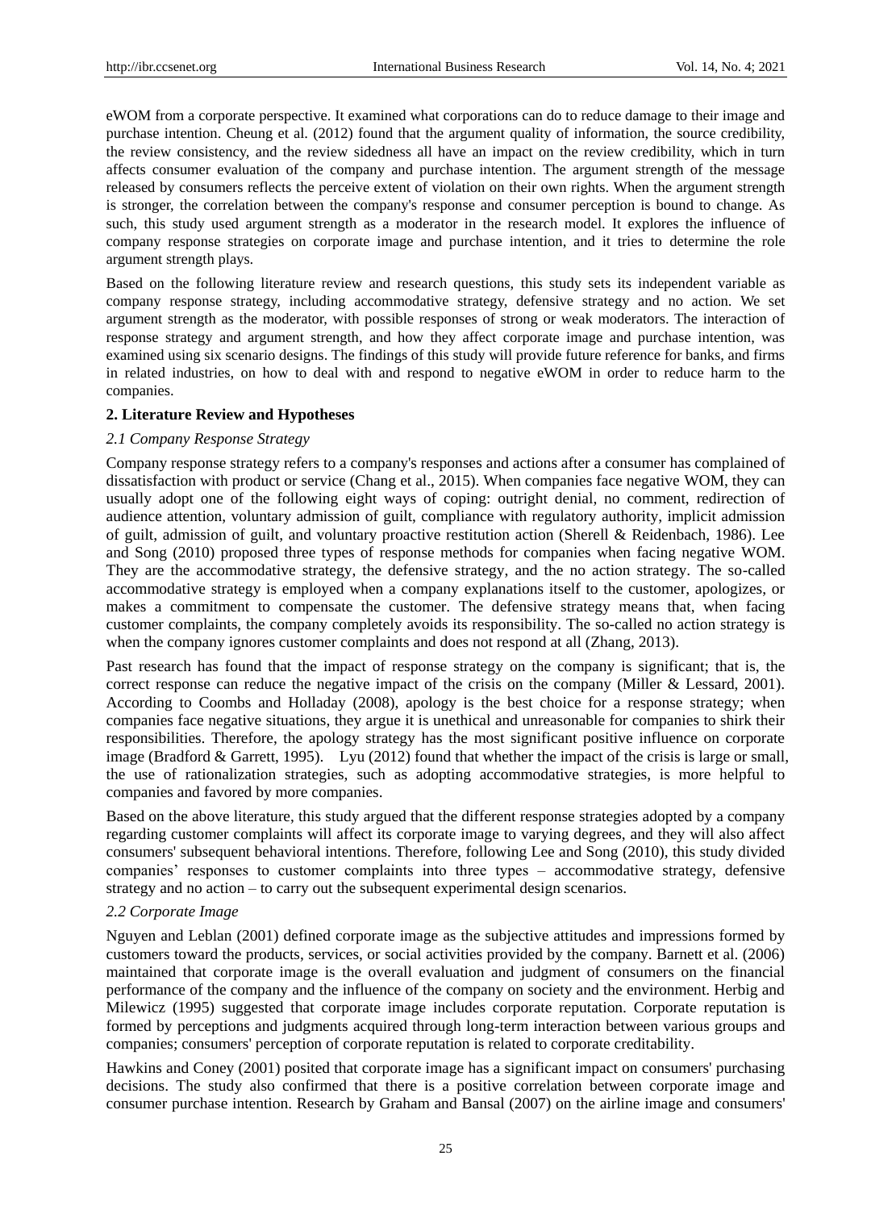eWOM from a corporate perspective. It examined what corporations can do to reduce damage to their image and purchase intention. Cheung et al. (2012) found that the argument quality of information, the source credibility, the review consistency, and the review sidedness all have an impact on the review credibility, which in turn affects consumer evaluation of the company and purchase intention. The argument strength of the message released by consumers reflects the perceive extent of violation on their own rights. When the argument strength is stronger, the correlation between the company's response and consumer perception is bound to change. As such, this study used argument strength as a moderator in the research model. It explores the influence of company response strategies on corporate image and purchase intention, and it tries to determine the role argument strength plays.

Based on the following literature review and research questions, this study sets its independent variable as company response strategy, including accommodative strategy, defensive strategy and no action. We set argument strength as the moderator, with possible responses of strong or weak moderators. The interaction of response strategy and argument strength, and how they affect corporate image and purchase intention, was examined using six scenario designs. The findings of this study will provide future reference for banks, and firms in related industries, on how to deal with and respond to negative eWOM in order to reduce harm to the companies.

## 2. Literature Review and Hypotheses

### *2.1 Company Response Strategy*

Company response strategy refers to a company's responses and actions after a consumer has complained of dissatisfaction with product or service (Chang et al., 2015). When companies face negative WOM, they can usually adopt one of the following eight ways of coping: outright denial, no comment, redirection of audience attention, voluntary admission of guilt, compliance with regulatory authority, implicit admission of guilt, admission of guilt, and voluntary proactive restitution action (Sherell & Reidenbach, 1986). Lee and Song (2010) proposed three types of response methods for companies when facing negative WOM. They are the accommodative strategy, the defensive strategy, and the no action strategy. The so-called accommodative strategy is employed when a company explanations itself to the customer, apologizes, or makes a commitment to compensate the customer. The defensive strategy means that, when facing customer complaints, the company completely avoids its responsibility. The so-called no action strategy is when the company ignores customer complaints and does not respond at all (Zhang, 2013).

Past research has found that the impact of response strategy on the company is significant; that is, the correct response can reduce the negative impact of the crisis on the company (Miller & Lessard, 2001). According to Coombs and Holladay (2008), apology is the best choice for a response strategy; when companies face negative situations, they argue it is unethical and unreasonable for companies to shirk their responsibilities. Therefore, the apology strategy has the most significant positive influence on corporate image (Bradford & Garrett, 1995). Lyu (2012) found that whether the impact of the crisis is large or small, the use of rationalization strategies, such as adopting accommodative strategies, is more helpful to companies and favored by more companies.

Based on the above literature, this study argued that the different response strategies adopted by a company regarding customer complaints will affect its corporate image to varying degrees, and they will also affect consumers' subsequent behavioral intentions. Therefore, following Lee and Song (2010), this study divided companies' responses to customer complaints into three types – accommodative strategy, defensive strategy and no action – to carry out the subsequent experimental design scenarios.

### *2.2 Corporate Image*

Nguyen and Leblan (2001) defined corporate image as the subjective attitudes and impressions formed by customers toward the products, services, or social activities provided by the company. Barnett et al. (2006) maintained that corporate image is the overall evaluation and judgment of consumers on the financial performance of the company and the influence of the company on society and the environment. Herbig and Milewicz (1995) suggested that corporate image includes corporate reputation. Corporate reputation is formed by perceptions and judgments acquired through long-term interaction between various groups and companies; consumers' perception of corporate reputation is related to corporate creditability.

Hawkins and Coney (2001) posited that corporate image has a significant impact on consumers' purchasing decisions. The study also confirmed that there is a positive correlation between corporate image and consumer purchase intention. Research by Graham and Bansal (2007) on the airline image and consumers'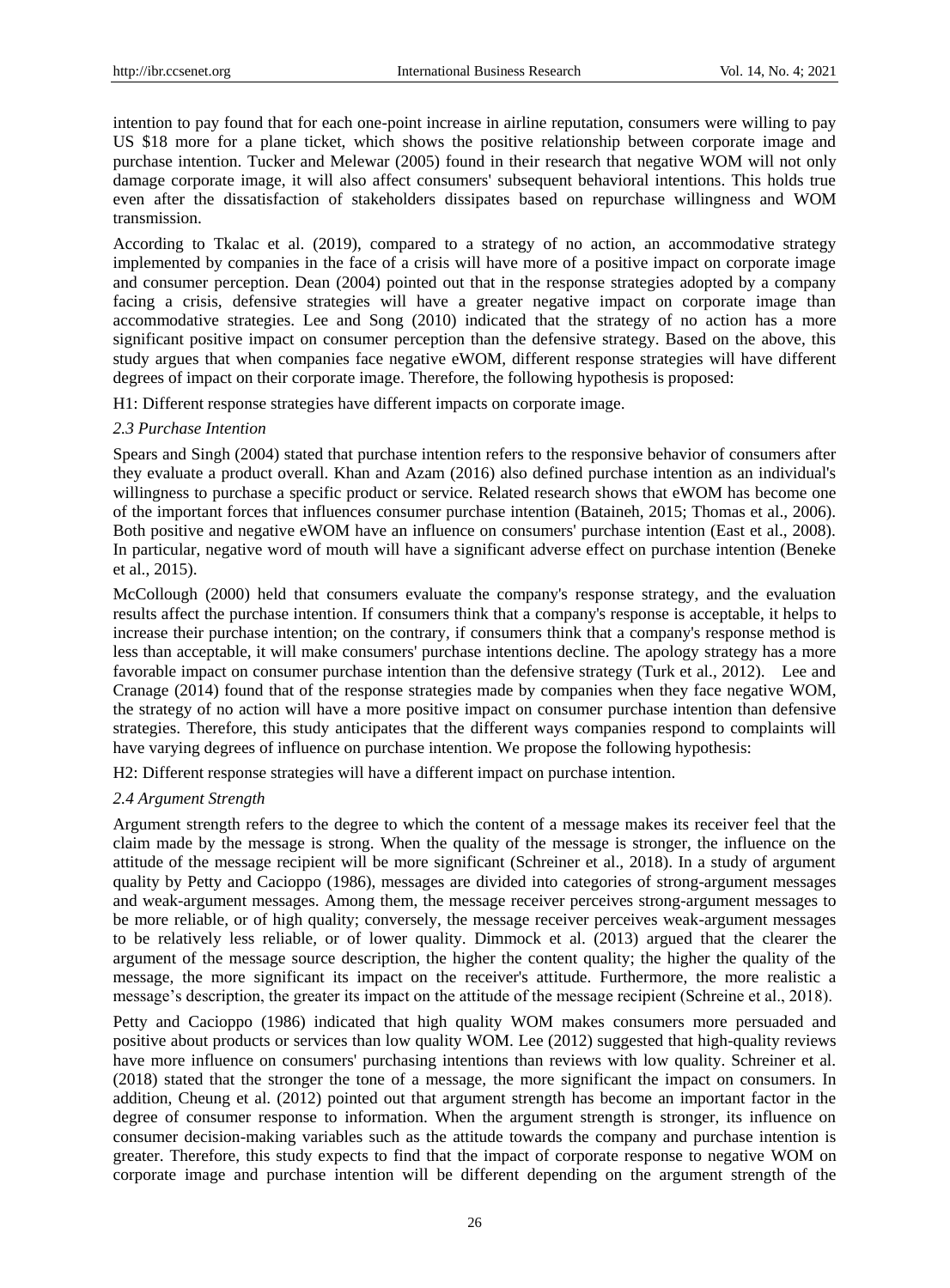intention to pay found that for each one-point increase in airline reputation, consumers were willing to pay US $18 more for a plane ticket, which shows the positive relationship between corporate image and purchase intention. Tucker and Melewar (2005) found in their research that negative WOM will not only damage corporate image, it will also affect consumers' subsequent behavioral intentions. This holds true even after the dissatisfaction of stakeholders dissipates based on repurchase willingness and WOM transmission.

According to Tkalac et al. (2019), compared to a strategy of no action, an accommodative strategy implemented by companies in the face of a crisis will have more of a positive impact on corporate image and consumer perception. Dean (2004) pointed out that in the response strategies adopted by a company facing a crisis, defensive strategies will have a greater negative impact on corporate image than accommodative strategies. Lee and Song (2010) indicated that the strategy of no action has a more significant positive impact on consumer perception than the defensive strategy. Based on the above, this study argues that when companies face negative eWOM, different response strategies will have different degrees of impact on their corporate image. Therefore, the following hypothesis is proposed:

H1: Different response strategies have different impacts on corporate image.

### *2.3 Purchase Intention*

Spears and Singh (2004) stated that purchase intention refers to the responsive behavior of consumers after they evaluate a product overall. Khan and Azam (2016) also defined purchase intention as an individual's willingness to purchase a specific product or service. Related research shows that eWOM has become one of the important forces that influences consumer purchase intention (Bataineh, 2015; Thomas et al., 2006). Both positive and negative eWOM have an influence on consumers' purchase intention (East et al., 2008). In particular, negative word of mouth will have a significant adverse effect on purchase intention (Beneke et al., 2015).

McCollough (2000) held that consumers evaluate the company's response strategy, and the evaluation results affect the purchase intention. If consumers think that a company's response is acceptable, it helps to increase their purchase intention; on the contrary, if consumers think that a company's response method is less than acceptable, it will make consumers' purchase intentions decline. The apology strategy has a more favorable impact on consumer purchase intention than the defensive strategy (Turk et al., 2012). Lee and Cranage (2014) found that of the response strategies made by companies when they face negative WOM, the strategy of no action will have a more positive impact on consumer purchase intention than defensive strategies. Therefore, this study anticipates that the different ways companies respond to complaints will have varying degrees of influence on purchase intention. We propose the following hypothesis:

H2: Different response strategies will have a different impact on purchase intention.

### *2.4 Argument Strength*

Argument strength refers to the degree to which the content of a message makes its receiver feel that the claim made by the message is strong. When the quality of the message is stronger, the influence on the attitude of the message recipient will be more significant (Schreiner et al., 2018). In a study of argument quality by Petty and Cacioppo (1986), messages are divided into categories of strong-argument messages and weak-argument messages. Among them, the message receiver perceives strong-argument messages to be more reliable, or of high quality; conversely, the message receiver perceives weak-argument messages to be relatively less reliable, or of lower quality. Dimmock et al. (2013) argued that the clearer the argument of the message source description, the higher the content quality; the higher the quality of the message, the more significant its impact on the receiver's attitude. Furthermore, the more realistic a message's description, the greater its impact on the attitude of the message recipient (Schreine et al., 2018).

Petty and Cacioppo (1986) indicated that high quality WOM makes consumers more persuaded and positive about products or services than low quality WOM. Lee (2012) suggested that high-quality reviews have more influence on consumers' purchasing intentions than reviews with low quality. Schreiner et al. (2018) stated that the stronger the tone of a message, the more significant the impact on consumers. In addition, Cheung et al. (2012) pointed out that argument strength has become an important factor in the degree of consumer response to information. When the argument strength is stronger, its influence on consumer decision-making variables such as the attitude towards the company and purchase intention is greater. Therefore, this study expects to find that the impact of corporate response to negative WOM on corporate image and purchase intention will be different depending on the argument strength of the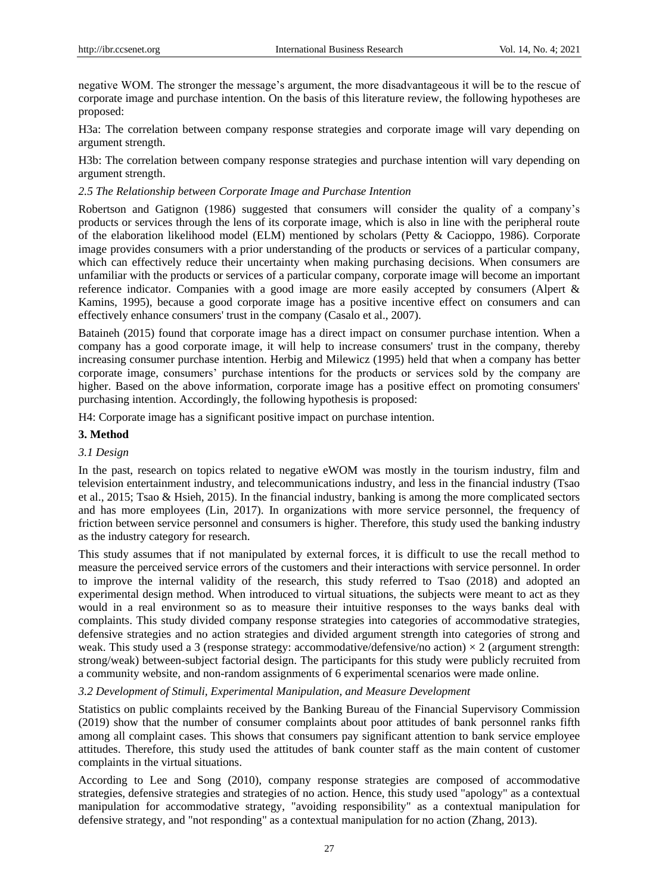negative WOM. The stronger the message's argument, the more disadvantageous it will be to the rescue of corporate image and purchase intention. On the basis of this literature review, the following hypotheses are proposed:

H3a: The correlation between company response strategies and corporate image will vary depending on argument strength.

H3b: The correlation between company response strategies and purchase intention will vary depending on argument strength.

### *2.5 The Relationship between Corporate Image and Purchase Intention*

Robertson and Gatignon (1986) suggested that consumers will consider the quality of a company's products or services through the lens of its corporate image, which is also in line with the peripheral route of the elaboration likelihood model (ELM) mentioned by scholars (Petty & Cacioppo, 1986). Corporate image provides consumers with a prior understanding of the products or services of a particular company, which can effectively reduce their uncertainty when making purchasing decisions. When consumers are unfamiliar with the products or services of a particular company, corporate image will become an important reference indicator. Companies with a good image are more easily accepted by consumers (Alpert & Kamins, 1995), because a good corporate image has a positive incentive effect on consumers and can effectively enhance consumers' trust in the company (Casalo et al., 2007).

Bataineh (2015) found that corporate image has a direct impact on consumer purchase intention. When a company has a good corporate image, it will help to increase consumers' trust in the company, thereby increasing consumer purchase intention. Herbig and Milewicz (1995) held that when a company has better corporate image, consumers' purchase intentions for the products or services sold by the company are higher. Based on the above information, corporate image has a positive effect on promoting consumers' purchasing intention. Accordingly, the following hypothesis is proposed:

H4: Corporate image has a significant positive impact on purchase intention.

## 3. Method

### *3.1 Design*

In the past, research on topics related to negative eWOM was mostly in the tourism industry, film and television entertainment industry, and telecommunications industry, and less in the financial industry (Tsao et al., 2015; Tsao & Hsieh, 2015). In the financial industry, banking is among the more complicated sectors and has more employees (Lin, 2017). In organizations with more service personnel, the frequency of friction between service personnel and consumers is higher. Therefore, this study used the banking industry as the industry category for research.

This study assumes that if not manipulated by external forces, it is difficult to use the recall method to measure the perceived service errors of the customers and their interactions with service personnel. In order to improve the internal validity of the research, this study referred to Tsao (2018) and adopted an experimental design method. When introduced to virtual situations, the subjects were meant to act as they would in a real environment so as to measure their intuitive responses to the ways banks deal with complaints. This study divided company response strategies into categories of accommodative strategies, defensive strategies and no action strategies and divided argument strength into categories of strong and weak. This study used a 3 (response strategy: accommodative/defensive/no action) × 2 (argument strength: strong/weak) between-subject factorial design. The participants for this study were publicly recruited from a community website, and non-random assignments of 6 experimental scenarios were made online.

### *3.2 Development of Stimuli, Experimental Manipulation, and Measure Development*

Statistics on public complaints received by the Banking Bureau of the Financial Supervisory Commission (2019) show that the number of consumer complaints about poor attitudes of bank personnel ranks fifth among all complaint cases. This shows that consumers pay significant attention to bank service employee attitudes. Therefore, this study used the attitudes of bank counter staff as the main content of customer complaints in the virtual situations.

According to Lee and Song (2010), company response strategies are composed of accommodative strategies, defensive strategies and strategies of no action. Hence, this study used "apology" as a contextual manipulation for accommodative strategy, "avoiding responsibility" as a contextual manipulation for defensive strategy, and "not responding" as a contextual manipulation for no action (Zhang, 2013).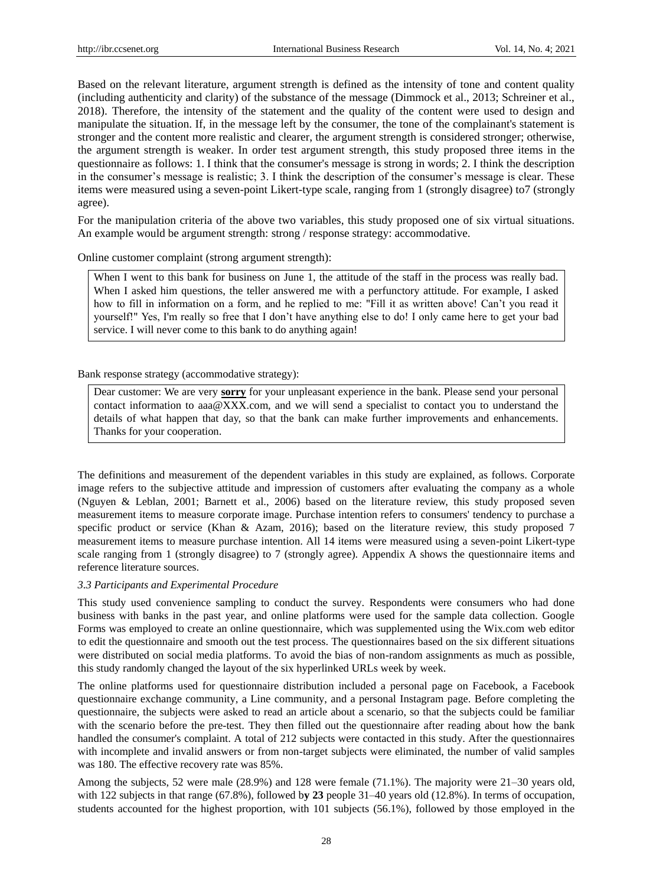Based on the relevant literature, argument strength is defined as the intensity of tone and content quality (including authenticity and clarity) of the substance of the message (Dimmock et al., 2013; Schreiner et al., 2018). Therefore, the intensity of the statement and the quality of the content were used to design and manipulate the situation. If, in the message left by the consumer, the tone of the complainant's statement is stronger and the content more realistic and clearer, the argument strength is considered stronger; otherwise, the argument strength is weaker. In order test argument strength, this study proposed three items in the questionnaire as follows: 1. I think that the consumer's message is strong in words; 2. I think the description in the consumer's message is realistic; 3. I think the description of the consumer's message is clear. These items were measured using a seven-point Likert-type scale, ranging from 1 (strongly disagree) to7 (strongly agree).

For the manipulation criteria of the above two variables, this study proposed one of six virtual situations. An example would be argument strength: strong / response strategy: accommodative.

Online customer complaint (strong argument strength):

> When I went to this bank for business on June 1, the attitude of the staff in the process was really bad. When I asked him questions, the teller answered me with a perfunctory attitude. For example, I asked how to fill in information on a form, and he replied to me: "Fill it as written above! Can't you read it yourself!" Yes, I'm really so free that I don't have anything else to do! I only came here to get your bad service. I will never come to this bank to do anything again!

Bank response strategy (accommodative strategy):

> Dear customer: We are very **sorry** for your unpleasant experience in the bank. Please send your personal contact information to aaa@XXX.com, and we will send a specialist to contact you to understand the details of what happen that day, so that the bank can make further improvements and enhancements. Thanks for your cooperation.

The definitions and measurement of the dependent variables in this study are explained, as follows. Corporate image refers to the subjective attitude and impression of customers after evaluating the company as a whole (Nguyen & Leblan, 2001; Barnett et al., 2006) based on the literature review, this study proposed seven measurement items to measure corporate image. Purchase intention refers to consumers' tendency to purchase a specific product or service (Khan & Azam, 2016); based on the literature review, this study proposed 7 measurement items to measure purchase intention. All 14 items were measured using a seven-point Likert-type scale ranging from 1 (strongly disagree) to 7 (strongly agree). Appendix A shows the questionnaire items and reference literature sources.

### *3.3 Participants and Experimental Procedure*

This study used convenience sampling to conduct the survey. Respondents were consumers who had done business with banks in the past year, and online platforms were used for the sample data collection. Google Forms was employed to create an online questionnaire, which was supplemented using the Wix.com web editor to edit the questionnaire and smooth out the test process. The questionnaires based on the six different situations were distributed on social media platforms. To avoid the bias of non-random assignments as much as possible, this study randomly changed the layout of the six hyperlinked URLs week by week.

The online platforms used for questionnaire distribution included a personal page on Facebook, a Facebook questionnaire exchange community, a Line community, and a personal Instagram page. Before completing the questionnaire, the subjects were asked to read an article about a scenario, so that the subjects could be familiar with the scenario before the pre-test. They then filled out the questionnaire after reading about how the bank handled the consumer's complaint. A total of 212 subjects were contacted in this study. After the questionnaires with incomplete and invalid answers or from non-target subjects were eliminated, the number of valid samples was 180. The effective recovery rate was 85%.

Among the subjects, 52 were male (28.9%) and 128 were female (71.1%). The majority were 21–30 years old, with 122 subjects in that range (67.8%), followed b**y 23** people 31–40 years old (12.8%). In terms of occupation, students accounted for the highest proportion, with 101 subjects (56.1%), followed by those employed in the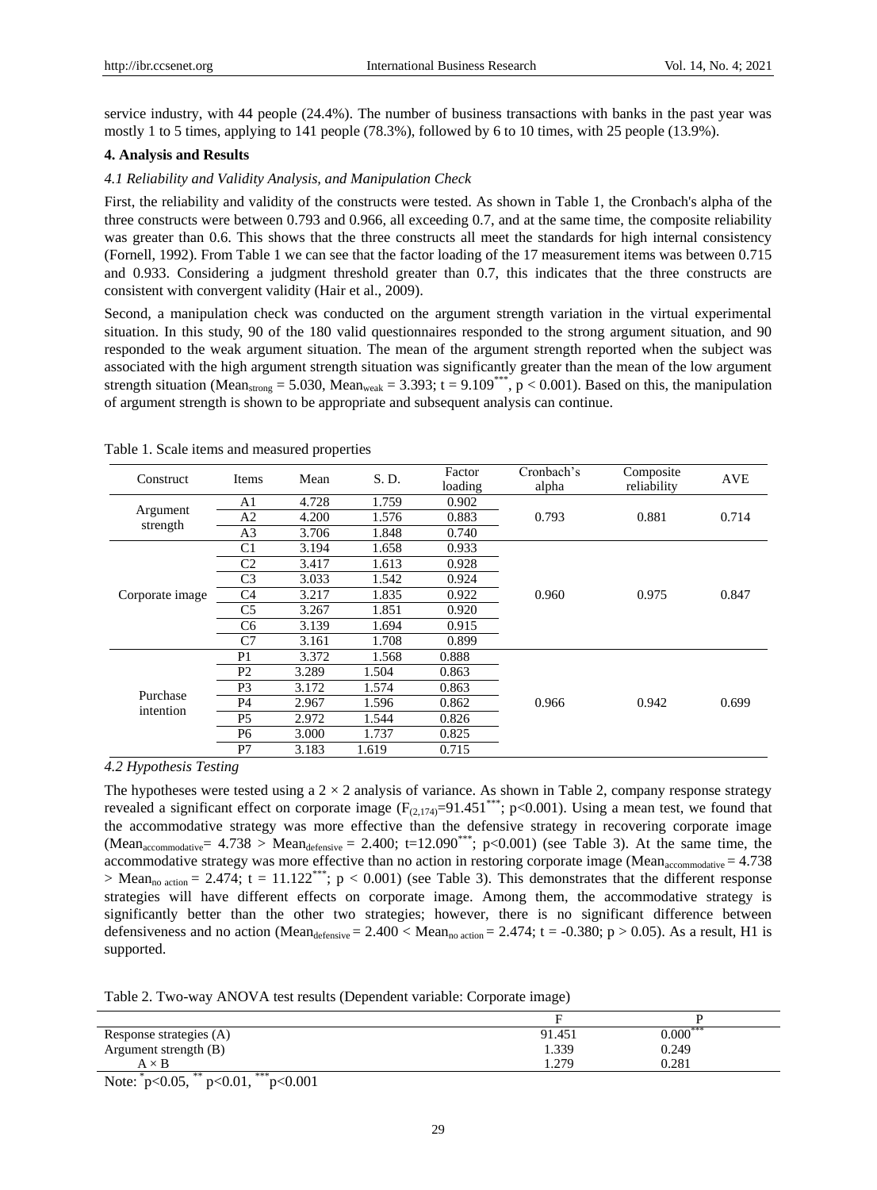service industry, with 44 people (24.4%). The number of business transactions with banks in the past year was mostly 1 to 5 times, applying to 141 people (78.3%), followed by 6 to 10 times, with 25 people (13.9%).

## 4. Analysis and Results

### *4.1 Reliability and Validity Analysis, and Manipulation Check*

First, the reliability and validity of the constructs were tested. As shown in Table 1, the Cronbach's alpha of the three constructs were between 0.793 and 0.966, all exceeding 0.7, and at the same time, the composite reliability was greater than 0.6. This shows that the three constructs all meet the standards for high internal consistency (Fornell, 1992). From Table 1 we can see that the factor loading of the 17 measurement items was between 0.715 and 0.933. Considering a judgment threshold greater than 0.7, this indicates that the three constructs are consistent with convergent validity (Hair et al., 2009).

Second, a manipulation check was conducted on the argument strength variation in the virtual experimental situation. In this study, 90 of the 180 valid questionnaires responded to the strong argument situation, and 90 responded to the weak argument situation. The mean of the argument strength reported when the subject was associated with the high argument strength situation was significantly greater than the mean of the low argument strength situation ($Mean_{strong} = 5.030$, $Mean_{weak} = 3.393$; $t = 9.109^{***}$, $p < 0.001$). Based on this, the manipulation of argument strength is shown to be appropriate and subsequent analysis can continue.

Table 1. Scale items and measured properties

| Construct | Items | Mean | S. D. | Factor loading | Cronbach's alpha | Composite reliability | AVE |
|---|---|---|---|---|---|---|---|
| Argument strength | A1 | 4.728 | 1.759 | 0.902 | 0.793 | 0.881 | 0.714 |
| | A2 | 4.200 | 1.576 | 0.883 | | | |
| | A3 | 3.706 | 1.848 | 0.740 | | | |
| Corporate image | C1 | 3.194 | 1.658 | 0.933 | 0.960 | 0.975 | 0.847 |
| | C2 | 3.417 | 1.613 | 0.928 | | | |
| | C3 | 3.033 | 1.542 | 0.924 | | | |
| | C4 | 3.217 | 1.835 | 0.922 | | | |
| | C5 | 3.267 | 1.851 | 0.920 | | | |
| | C6 | 3.139 | 1.694 | 0.915 | | | |
| | C7 | 3.161 | 1.708 | 0.899 | | | |
| Purchase intention | P1 | 3.372 | 1.568 | 0.888 | 0.966 | 0.942 | 0.699 |
| | P2 | 3.289 | 1.504 | 0.863 | | | |
| | P3 | 3.172 | 1.574 | 0.863 | | | |
| | P4 | 2.967 | 1.596 | 0.862 | | | |
| | P5 | 2.972 | 1.544 | 0.826 | | | |
| | P6 | 3.000 | 1.737 | 0.825 | | | |
| | P7 | 3.183 | 1.619 | 0.715 | | | |

### *4.2 Hypothesis Testing*

The hypotheses were tested using a $2 \times 2$ analysis of variance. As shown in Table 2, company response strategy revealed a significant effect on corporate image ($F_{(2,174)}=91.451^{***}$; $p<0.001$). Using a mean test, we found that the accommodative strategy was more effective than the defensive strategy in recovering corporate image ($Mean_{accommodative} = 4.738 > Mean_{defensive} = 2.400$; $t=12.090^{***}$; $p<0.001$) (see Table 3). At the same time, the accommodative strategy was more effective than no action in restoring corporate image ($Mean_{accommodative} = 4.738 > Mean_{no\ action} = 2.474$; $t = 11.122^{***}$; $p < 0.001$) (see Table 3). This demonstrates that the different response strategies will have different effects on corporate image. Among them, the accommodative strategy is significantly better than the other two strategies; however, there is no significant difference between defensiveness and no action ($Mean_{defensive} = 2.400 < Mean_{no\ action} = 2.474$; $t = -0.380$; $p > 0.05$). As a result, H1 is supported.

Table 2. Two-way ANOVA test results (Dependent variable: Corporate image)

| | F | P |
|---|---|---|
| Response strategies (A) | 91.451 | $0.000^{***}$ |
| Argument strength (B) | 1.339 | 0.249 |
| A × B | 1.279 | 0.281 |

Note: $^{*}p<0.05$, $^{**}p<0.01$, $^{***}p<0.001$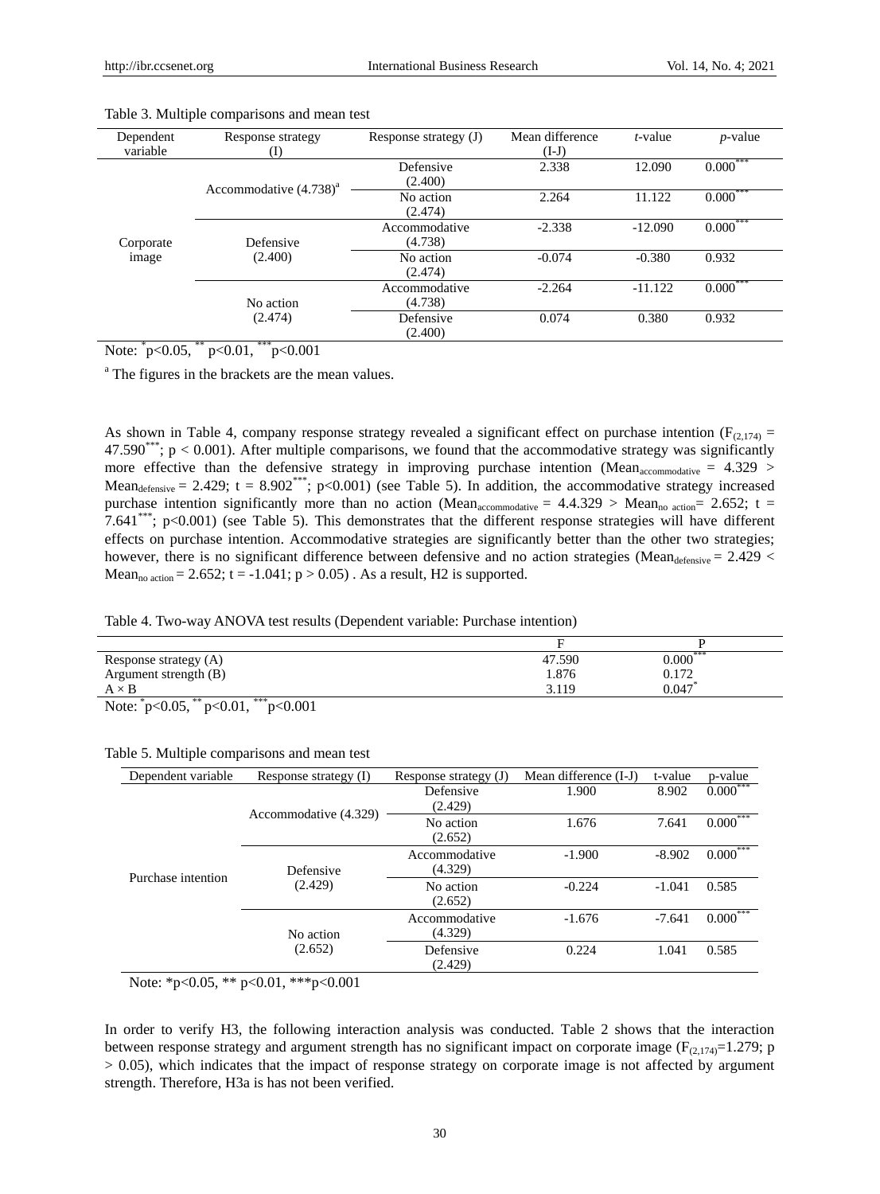Table 3. Multiple comparisons and mean test

| Dependent variable | Response strategy (I) | Response strategy (J) | Mean difference (I-J) | *t*-value | *p*-value |
|---|---|---|---|---|---|
| Corporate image | Accommodative (4.738)[a] | Defensive (2.400) | 2.338 | 12.090 | 0.000*** |
| | | No action (2.474) | 2.264 | 11.122 | 0.000*** |
| | Defensive (2.400) | Accommodative (4.738) | -2.338 | -12.090 | 0.000*** |
| | | No action (2.474) | -0.074 | -0.380 | 0.932 |
| | No action (2.474) | Accommodative (4.738) | -2.264 | -11.122 | 0.000*** |
| | | Defensive (2.400) | 0.074 | 0.380 | 0.932 |

Note: *p<0.05, ** p<0.01, ***p<0.001

[a] The figures in the brackets are the mean values.

As shown in Table 4, company response strategy revealed a significant effect on purchase intention ($F_{(2,174)} = 47.590^{***}$; $p < 0.001$). After multiple comparisons, we found that the accommodative strategy was significantly more effective than the defensive strategy in improving purchase intention ($Mean_{accommodative} = 4.329 > Mean_{defensive} = 2.429$; $t = 8.902^{***}$; $p<0.001$) (see Table 5). In addition, the accommodative strategy increased purchase intention significantly more than no action ($Mean_{accommodative} = 4.4.329 > Mean_{no\ action} = 2.652$; $t = 7.641^{***}$; $p<0.001$) (see Table 5). This demonstrates that the different response strategies will have different effects on purchase intention. Accommodative strategies are significantly better than the other two strategies; however, there is no significant difference between defensive and no action strategies ($Mean_{defensive} = 2.429 < Mean_{no\ action} = 2.652$; $t = -1.041$; $p > 0.05$) . As a result, H2 is supported.

Table 4. Two-way ANOVA test results (Dependent variable: Purchase intention)

| | F | P |
|---|---|---|
| Response strategy (A) | 47.590 | 0.000*** |
| Argument strength (B) | 1.876 | 0.172 |
| A × B | 3.119 | 0.047* |

Note: *p<0.05, ** p<0.01, ***p<0.001

Table 5. Multiple comparisons and mean test

| Dependent variable | Response strategy (I) | Response strategy (J) | Mean difference (I-J) | t-value | p-value |
|---|---|---|---|---|---|
| Purchase intention | Accommodative (4.329) | Defensive (2.429) | 1.900 | 8.902 | 0.000*** |
| | | No action (2.652) | 1.676 | 7.641 | 0.000*** |
| | Defensive (2.429) | Accommodative (4.329) | -1.900 | -8.902 | 0.000*** |
| | | No action (2.652) | -0.224 | -1.041 | 0.585 |
| | No action (2.652) | Accommodative (4.329) | -1.676 | -7.641 | 0.000*** |
| | | Defensive (2.429) | 0.224 | 1.041 | 0.585 |

Note: *p<0.05, ** p<0.01, ***p<0.001

In order to verify H3, the following interaction analysis was conducted. Table 2 shows that the interaction between response strategy and argument strength has no significant impact on corporate image ($F_{(2,174)}=1.279$; $p > 0.05$), which indicates that the impact of response strategy on corporate image is not affected by argument strength. Therefore, H3a is has not been verified.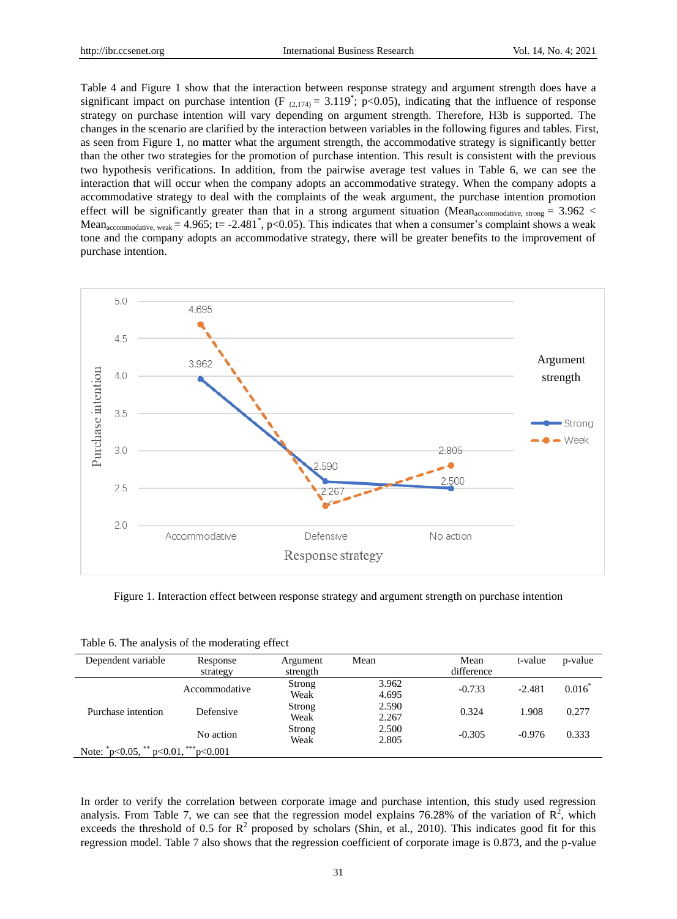Table 4 and Figure 1 show that the interaction between response strategy and argument strength does have a significant impact on purchase intention ($F_{(2,174)} = 3.119^{*}$; $p<0.05$), indicating that the influence of response strategy on purchase intention will vary depending on argument strength. Therefore, H3b is supported. The changes in the scenario are clarified by the interaction between variables in the following figures and tables. First, as seen from Figure 1, no matter what the argument strength, the accommodative strategy is significantly better than the other two strategies for the promotion of purchase intention. This result is consistent with the previous two hypothesis verifications. In addition, from the pairwise average test values in Table 6, we can see the interaction that will occur when the company adopts an accommodative strategy. When the company adopts a accommodative strategy to deal with the complaints of the weak argument, the purchase intention promotion effect will be significantly greater than that in a strong argument situation ($Mean_{accommodative,\ strong} = 3.962 < Mean_{accommodative,\ weak} = 4.965$; $t= -2.481^{*}$, $p<0.05$). This indicates that when a consumer's complaint shows a weak tone and the company adopts an accommodative strategy, there will be greater benefits to the improvement of purchase intention.

Figure 1. Interaction effect between response strategy and argument strength on purchase intention

Table 6. The analysis of the moderating effect

| Dependent variable | Response strategy | Argument strength | Mean | Mean difference | t-value | p-value |
|---|---|---|---|---|---|---|
| Purchase intention | Accommodative | Strong<br>Weak | 3.962<br>4.695 | -0.733 | -2.481 | 0.016* |
| | Defensive | Strong<br>Weak | 2.590<br>2.267 | 0.324 | 1.908 | 0.277 |
| | No action | Strong<br>Weak | 2.500<br>2.805 | -0.305 | -0.976 | 0.333 |

Note: *p<0.05, **p<0.01, ***p<0.001

In order to verify the correlation between corporate image and purchase intention, this study used regression analysis. From Table 7, we can see that the regression model explains 76.28% of the variation of $R^2$, which exceeds the threshold of 0.5 for $R^2$ proposed by scholars (Shin, et al., 2010). This indicates good fit for this regression model. Table 7 also shows that the regression coefficient of corporate image is 0.873, and the p-value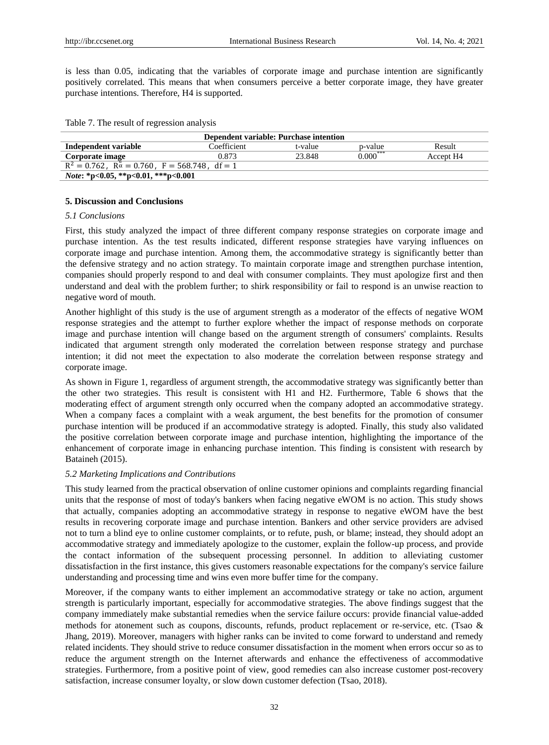is less than 0.05, indicating that the variables of corporate image and purchase intention are significantly positively correlated. This means that when consumers perceive a better corporate image, they have greater purchase intentions. Therefore, H4 is supported.

Table 7. The result of regression analysis

| Dependent variable: Purchase intention | | | | |
|---|---|---|---|---|
| **Independent variable** | Coefficient | t-value | p-value | Result |
| **Corporate image** | 0.873 | 23.848 | $0.000^{***}$ | Accept H4 |
| $R^2 = 0.762$, $R\tilde{\alpha} = 0.760$, $F = 568.748$, $df = 1$ | | | | |
| *Note*: **\*p<0.05, \*\*p<0.01, \*\*\*p<0.001** | | | | |

## 5. Discussion and Conclusions

### *5.1 Conclusions*

First, this study analyzed the impact of three different company response strategies on corporate image and purchase intention. As the test results indicated, different response strategies have varying influences on corporate image and purchase intention. Among them, the accommodative strategy is significantly better than the defensive strategy and no action strategy. To maintain corporate image and strengthen purchase intention, companies should properly respond to and deal with consumer complaints. They must apologize first and then understand and deal with the problem further; to shirk responsibility or fail to respond is an unwise reaction to negative word of mouth.

Another highlight of this study is the use of argument strength as a moderator of the effects of negative WOM response strategies and the attempt to further explore whether the impact of response methods on corporate image and purchase intention will change based on the argument strength of consumers' complaints. Results indicated that argument strength only moderated the correlation between response strategy and purchase intention; it did not meet the expectation to also moderate the correlation between response strategy and corporate image.

As shown in Figure 1, regardless of argument strength, the accommodative strategy was significantly better than the other two strategies. This result is consistent with H1 and H2. Furthermore, Table 6 shows that the moderating effect of argument strength only occurred when the company adopted an accommodative strategy. When a company faces a complaint with a weak argument, the best benefits for the promotion of consumer purchase intention will be produced if an accommodative strategy is adopted. Finally, this study also validated the positive correlation between corporate image and purchase intention, highlighting the importance of the enhancement of corporate image in enhancing purchase intention. This finding is consistent with research by Bataineh (2015).

### *5.2 Marketing Implications and Contributions*

This study learned from the practical observation of online customer opinions and complaints regarding financial units that the response of most of today's bankers when facing negative eWOM is no action. This study shows that actually, companies adopting an accommodative strategy in response to negative eWOM have the best results in recovering corporate image and purchase intention. Bankers and other service providers are advised not to turn a blind eye to online customer complaints, or to refute, push, or blame; instead, they should adopt an accommodative strategy and immediately apologize to the customer, explain the follow-up process, and provide the contact information of the subsequent processing personnel. In addition to alleviating customer dissatisfaction in the first instance, this gives customers reasonable expectations for the company's service failure understanding and processing time and wins even more buffer time for the company.

Moreover, if the company wants to either implement an accommodative strategy or take no action, argument strength is particularly important, especially for accommodative strategies. The above findings suggest that the company immediately make substantial remedies when the service failure occurs: provide financial value-added methods for atonement such as coupons, discounts, refunds, product replacement or re-service, etc. (Tsao & Jhang, 2019). Moreover, managers with higher ranks can be invited to come forward to understand and remedy related incidents. They should strive to reduce consumer dissatisfaction in the moment when errors occur so as to reduce the argument strength on the Internet afterwards and enhance the effectiveness of accommodative strategies. Furthermore, from a positive point of view, good remedies can also increase customer post-recovery satisfaction, increase consumer loyalty, or slow down customer defection (Tsao, 2018).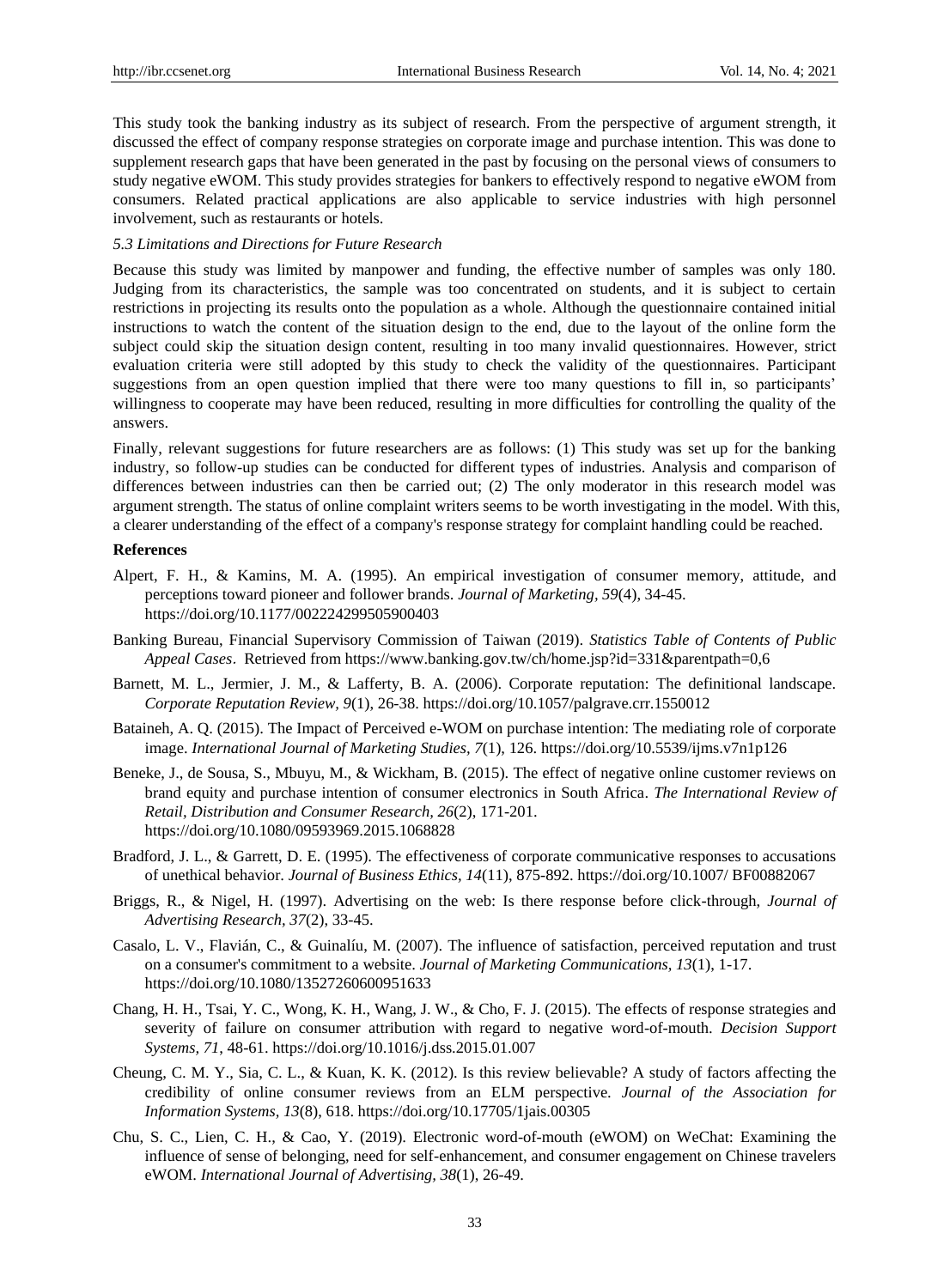This study took the banking industry as its subject of research. From the perspective of argument strength, it discussed the effect of company response strategies on corporate image and purchase intention. This was done to supplement research gaps that have been generated in the past by focusing on the personal views of consumers to study negative eWOM. This study provides strategies for bankers to effectively respond to negative eWOM from consumers. Related practical applications are also applicable to service industries with high personnel involvement, such as restaurants or hotels.

### *5.3 Limitations and Directions for Future Research*

Because this study was limited by manpower and funding, the effective number of samples was only 180. Judging from its characteristics, the sample was too concentrated on students, and it is subject to certain restrictions in projecting its results onto the population as a whole. Although the questionnaire contained initial instructions to watch the content of the situation design to the end, due to the layout of the online form the subject could skip the situation design content, resulting in too many invalid questionnaires. However, strict evaluation criteria were still adopted by this study to check the validity of the questionnaires. Participant suggestions from an open question implied that there were too many questions to fill in, so participants' willingness to cooperate may have been reduced, resulting in more difficulties for controlling the quality of the answers.

Finally, relevant suggestions for future researchers are as follows: (1) This study was set up for the banking industry, so follow-up studies can be conducted for different types of industries. Analysis and comparison of differences between industries can then be carried out; (2) The only moderator in this research model was argument strength. The status of online complaint writers seems to be worth investigating in the model. With this, a clearer understanding of the effect of a company's response strategy for complaint handling could be reached.

## References

Alpert, F. H., & Kamins, M. A. (1995). An empirical investigation of consumer memory, attitude, and perceptions toward pioneer and follower brands. *Journal of Marketing, 59*(4), 34-45. https://doi.org/10.1177/002224299505900403

Banking Bureau, Financial Supervisory Commission of Taiwan (2019). *Statistics Table of Contents of Public Appeal Cases*. Retrieved from https://www.banking.gov.tw/ch/home.jsp?id=331&parentpath=0,6

Barnett, M. L., Jermier, J. M., & Lafferty, B. A. (2006). Corporate reputation: The definitional landscape. *Corporate Reputation Review, 9*(1), 26-38. https://doi.org/10.1057/palgrave.crr.1550012

Bataineh, A. Q. (2015). The Impact of Perceived e-WOM on purchase intention: The mediating role of corporate image. *International Journal of Marketing Studies, 7*(1), 126. https://doi.org/10.5539/ijms.v7n1p126

Beneke, J., de Sousa, S., Mbuyu, M., & Wickham, B. (2015). The effect of negative online customer reviews on brand equity and purchase intention of consumer electronics in South Africa. *The International Review of Retail, Distribution and Consumer Research, 26*(2), 171-201. https://doi.org/10.1080/09593969.2015.1068828

Bradford, J. L., & Garrett, D. E. (1995). The effectiveness of corporate communicative responses to accusations of unethical behavior. *Journal of Business Ethics, 14*(11), 875-892. https://doi.org/10.1007/ BF00882067

Briggs, R., & Nigel, H. (1997). Advertising on the web: Is there response before click-through, *Journal of Advertising Research, 37*(2), 33-45.

Casalo, L. V., Flavián, C., & Guinalíu, M. (2007). The influence of satisfaction, perceived reputation and trust on a consumer's commitment to a website. *Journal of Marketing Communications, 13*(1), 1-17. https://doi.org/10.1080/13527260600951633

Chang, H. H., Tsai, Y. C., Wong, K. H., Wang, J. W., & Cho, F. J. (2015). The effects of response strategies and severity of failure on consumer attribution with regard to negative word-of-mouth. *Decision Support Systems, 71*, 48-61. https://doi.org/10.1016/j.dss.2015.01.007

Cheung, C. M. Y., Sia, C. L., & Kuan, K. K. (2012). Is this review believable? A study of factors affecting the credibility of online consumer reviews from an ELM perspective. *Journal of the Association for Information Systems, 13*(8), 618. https://doi.org/10.17705/1jais.00305

Chu, S. C., Lien, C. H., & Cao, Y. (2019). Electronic word-of-mouth (eWOM) on WeChat: Examining the influence of sense of belonging, need for self-enhancement, and consumer engagement on Chinese travelers eWOM. *International Journal of Advertising, 38*(1), 26-49.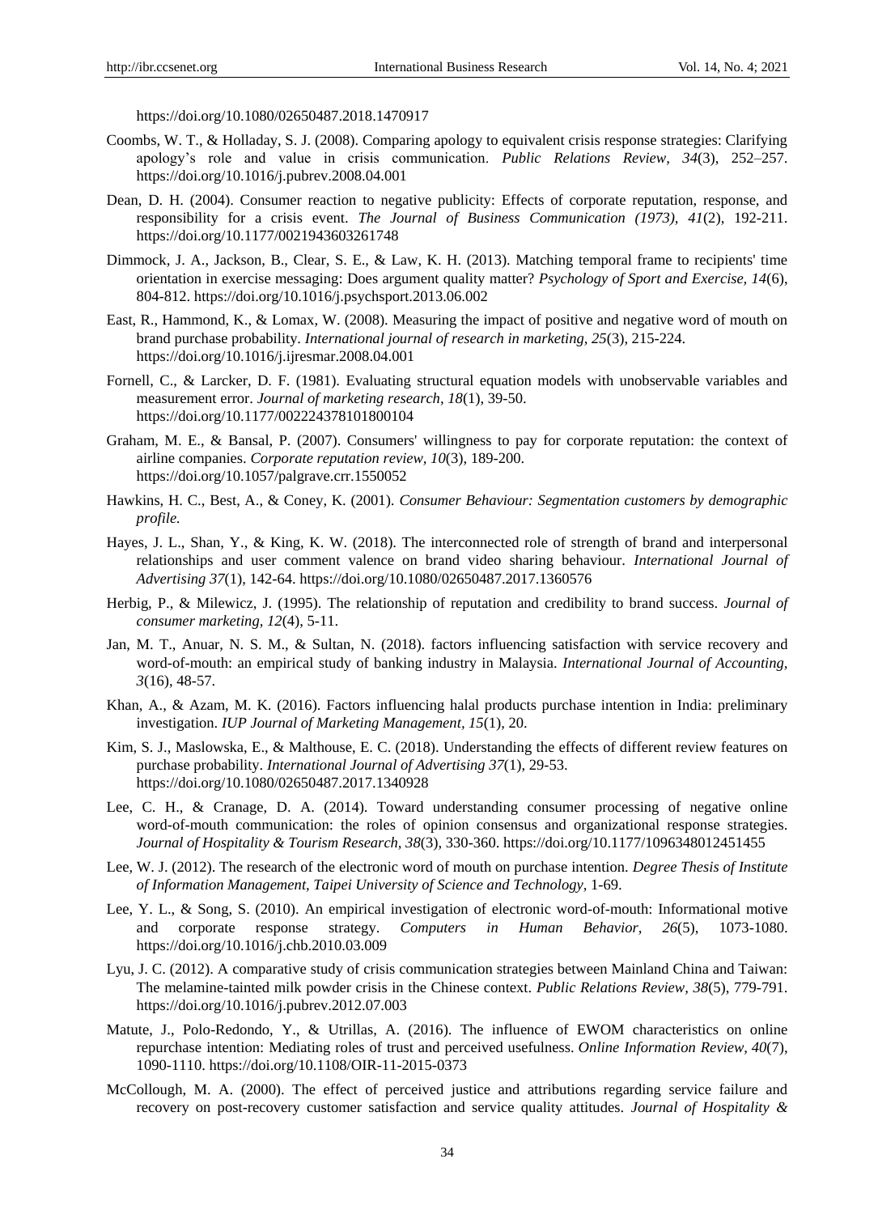https://doi.org/10.1080/02650487.2018.1470917

Coombs, W. T., & Holladay, S. J. (2008). Comparing apology to equivalent crisis response strategies: Clarifying apology's role and value in crisis communication. *Public Relations Review, 34*(3), 252–257. https://doi.org/10.1016/j.pubrev.2008.04.001

Dean, D. H. (2004). Consumer reaction to negative publicity: Effects of corporate reputation, response, and responsibility for a crisis event. *The Journal of Business Communication (1973), 41*(2), 192-211. https://doi.org/10.1177/0021943603261748

Dimmock, J. A., Jackson, B., Clear, S. E., & Law, K. H. (2013). Matching temporal frame to recipients' time orientation in exercise messaging: Does argument quality matter? *Psychology of Sport and Exercise, 14*(6), 804-812. https://doi.org/10.1016/j.psychsport.2013.06.002

East, R., Hammond, K., & Lomax, W. (2008). Measuring the impact of positive and negative word of mouth on brand purchase probability. *International journal of research in marketing, 25*(3), 215-224. https://doi.org/10.1016/j.ijresmar.2008.04.001

Fornell, C., & Larcker, D. F. (1981). Evaluating structural equation models with unobservable variables and measurement error. *Journal of marketing research, 18*(1), 39-50. https://doi.org/10.1177/002224378101800104

Graham, M. E., & Bansal, P. (2007). Consumers' willingness to pay for corporate reputation: the context of airline companies. *Corporate reputation review, 10*(3), 189-200. https://doi.org/10.1057/palgrave.crr.1550052

Hawkins, H. C., Best, A., & Coney, K. (2001). *Consumer Behaviour: Segmentation customers by demographic profile.*

Hayes, J. L., Shan, Y., & King, K. W. (2018). The interconnected role of strength of brand and interpersonal relationships and user comment valence on brand video sharing behaviour. *International Journal of Advertising 37*(1), 142-64. https://doi.org/10.1080/02650487.2017.1360576

Herbig, P., & Milewicz, J. (1995). The relationship of reputation and credibility to brand success. *Journal of consumer marketing, 12*(4), 5-11.

Jan, M. T., Anuar, N. S. M., & Sultan, N. (2018). factors influencing satisfaction with service recovery and word-of-mouth: an empirical study of banking industry in Malaysia. *International Journal of Accounting, 3*(16), 48-57.

Khan, A., & Azam, M. K. (2016). Factors influencing halal products purchase intention in India: preliminary investigation. *IUP Journal of Marketing Management, 15*(1), 20.

Kim, S. J., Maslowska, E., & Malthouse, E. C. (2018). Understanding the effects of different review features on purchase probability. *International Journal of Advertising 37*(1), 29-53. https://doi.org/10.1080/02650487.2017.1340928

Lee, C. H., & Cranage, D. A. (2014). Toward understanding consumer processing of negative online word-of-mouth communication: the roles of opinion consensus and organizational response strategies. *Journal of Hospitality & Tourism Research, 38*(3), 330-360. https://doi.org/10.1177/1096348012451455

Lee, W. J. (2012). The research of the electronic word of mouth on purchase intention. *Degree Thesis of Institute of Information Management, Taipei University of Science and Technology*, 1-69.

Lee, Y. L., & Song, S. (2010). An empirical investigation of electronic word-of-mouth: Informational motive and corporate response strategy. *Computers in Human Behavior, 26*(5), 1073-1080. https://doi.org/10.1016/j.chb.2010.03.009

Lyu, J. C. (2012). A comparative study of crisis communication strategies between Mainland China and Taiwan: The melamine-tainted milk powder crisis in the Chinese context. *Public Relations Review, 38*(5), 779-791. https://doi.org/10.1016/j.pubrev.2012.07.003

Matute, J., Polo-Redondo, Y., & Utrillas, A. (2016). The influence of EWOM characteristics on online repurchase intention: Mediating roles of trust and perceived usefulness. *Online Information Review, 40*(7), 1090-1110. https://doi.org/10.1108/OIR-11-2015-0373

McCollough, M. A. (2000). The effect of perceived justice and attributions regarding service failure and recovery on post-recovery customer satisfaction and service quality attitudes. *Journal of Hospitality &*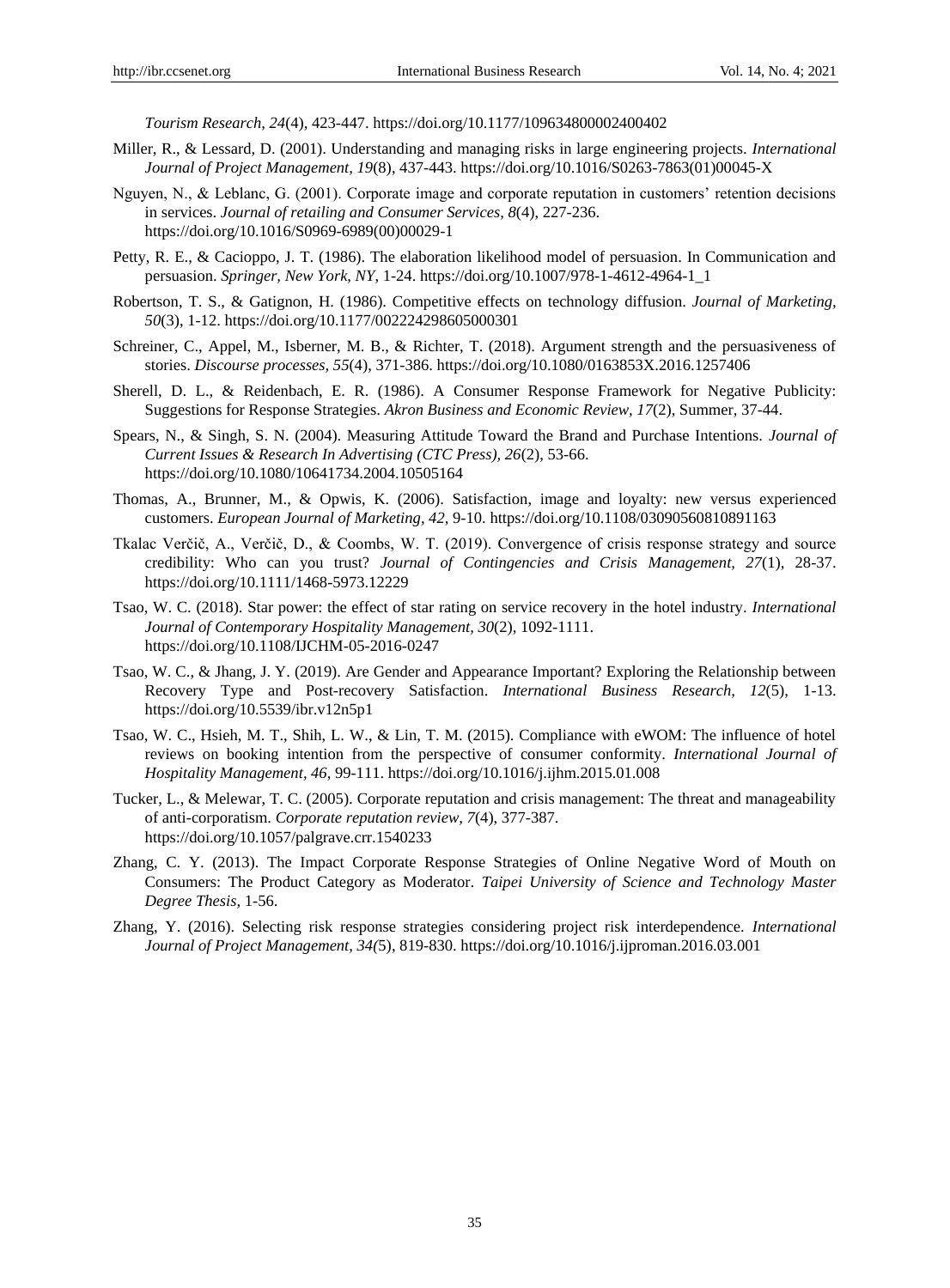*Tourism Research, 24*(4), 423-447. https://doi.org/10.1177/109634800002400402

Miller, R., & Lessard, D. (2001). Understanding and managing risks in large engineering projects. *International Journal of Project Management, 19*(8), 437-443. https://doi.org/10.1016/S0263-7863(01)00045-X

Nguyen, N., & Leblanc, G. (2001). Corporate image and corporate reputation in customers' retention decisions in services. *Journal of retailing and Consumer Services, 8*(4), 227-236. https://doi.org/10.1016/S0969-6989(00)00029-1

Petty, R. E., & Cacioppo, J. T. (1986). The elaboration likelihood model of persuasion. In Communication and persuasion. *Springer, New York, NY*, 1-24. https://doi.org/10.1007/978-1-4612-4964-1_1

Robertson, T. S., & Gatignon, H. (1986). Competitive effects on technology diffusion. *Journal of Marketing, 50*(3), 1-12. https://doi.org/10.1177/002224298605000301

Schreiner, C., Appel, M., Isberner, M. B., & Richter, T. (2018). Argument strength and the persuasiveness of stories. *Discourse processes, 55*(4), 371-386. https://doi.org/10.1080/0163853X.2016.1257406

Sherell, D. L., & Reidenbach, E. R. (1986). A Consumer Response Framework for Negative Publicity: Suggestions for Response Strategies. *Akron Business and Economic Review, 17*(2), Summer, 37-44.

Spears, N., & Singh, S. N. (2004). Measuring Attitude Toward the Brand and Purchase Intentions. *Journal of Current Issues & Research In Advertising (CTC Press), 26*(2), 53-66. https://doi.org/10.1080/10641734.2004.10505164

Thomas, A., Brunner, M., & Opwis, K. (2006). Satisfaction, image and loyalty: new versus experienced customers. *European Journal of Marketing, 42*, 9-10. https://doi.org/10.1108/03090560810891163

Tkalac Verčič, A., Verčič, D., & Coombs, W. T. (2019). Convergence of crisis response strategy and source credibility: Who can you trust? *Journal of Contingencies and Crisis Management, 27*(1), 28-37. https://doi.org/10.1111/1468-5973.12229

Tsao, W. C. (2018). Star power: the effect of star rating on service recovery in the hotel industry. *International Journal of Contemporary Hospitality Management, 30*(2), 1092-1111. https://doi.org/10.1108/IJCHM-05-2016-0247

Tsao, W. C., & Jhang, J. Y. (2019). Are Gender and Appearance Important? Exploring the Relationship between Recovery Type and Post-recovery Satisfaction. *International Business Research, 12*(5), 1-13. https://doi.org/10.5539/ibr.v12n5p1

Tsao, W. C., Hsieh, M. T., Shih, L. W., & Lin, T. M. (2015). Compliance with eWOM: The influence of hotel reviews on booking intention from the perspective of consumer conformity. *International Journal of Hospitality Management, 46*, 99-111. https://doi.org/10.1016/j.ijhm.2015.01.008

Tucker, L., & Melewar, T. C. (2005). Corporate reputation and crisis management: The threat and manageability of anti-corporatism. *Corporate reputation review, 7*(4), 377-387. https://doi.org/10.1057/palgrave.crr.1540233

Zhang, C. Y. (2013). The Impact Corporate Response Strategies of Online Negative Word of Mouth on Consumers: The Product Category as Moderator. *Taipei University of Science and Technology Master Degree Thesis*, 1-56.

Zhang, Y. (2016). Selecting risk response strategies considering project risk interdependence. *International Journal of Project Management, 34*(5), 819-830. https://doi.org/10.1016/j.ijproman.2016.03.001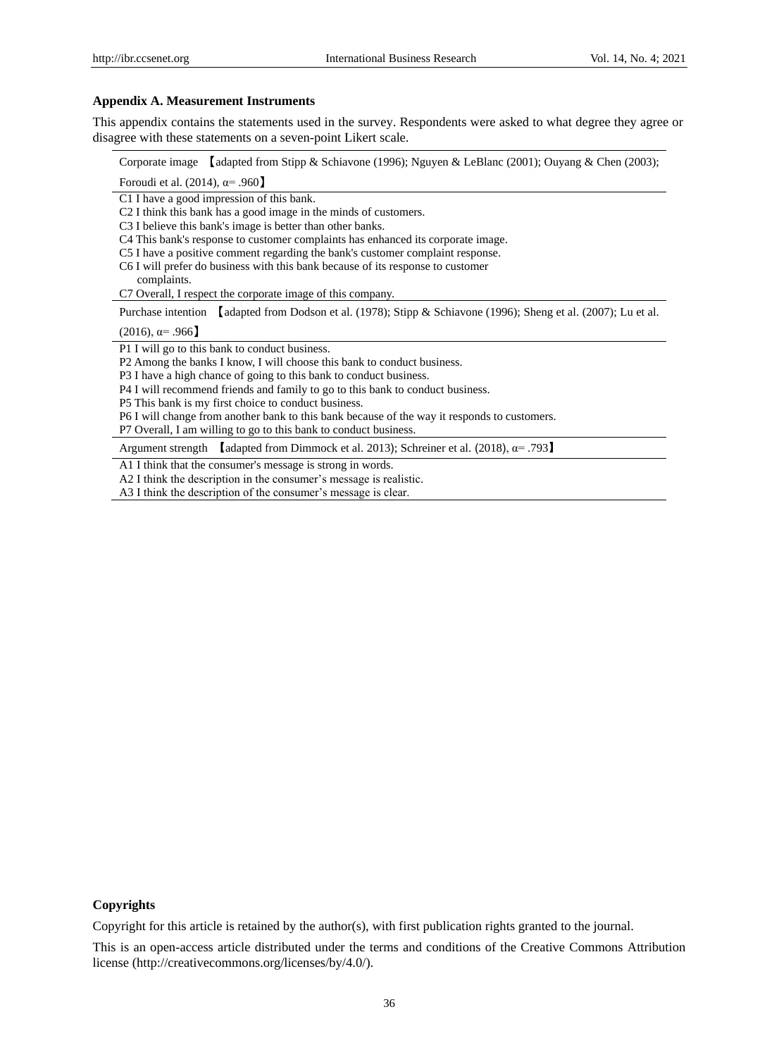### Appendix A. Measurement Instruments

This appendix contains the statements used in the survey. Respondents were asked to what degree they agree or disagree with these statements on a seven-point Likert scale.

| |
|---|
| Corporate image 【adapted from Stipp & Schiavone (1996); Nguyen & LeBlanc (2001); Ouyang & Chen (2003); Foroudi et al. (2014), α= .960】 |
| C1 I have a good impression of this bank.<br>C2 I think this bank has a good image in the minds of customers.<br>C3 I believe this bank's image is better than other banks.<br>C4 This bank's response to customer complaints has enhanced its corporate image.<br>C5 I have a positive comment regarding the bank's customer complaint response.<br>C6 I will prefer do business with this bank because of its response to customer complaints.<br>C7 Overall, I respect the corporate image of this company. |
| Purchase intention 【adapted from Dodson et al. (1978); Stipp & Schiavone (1996); Sheng et al. (2007); Lu et al. (2016), α= .966】 |
| P1 I will go to this bank to conduct business.<br>P2 Among the banks I know, I will choose this bank to conduct business.<br>P3 I have a high chance of going to this bank to conduct business.<br>P4 I will recommend friends and family to go to this bank to conduct business.<br>P5 This bank is my first choice to conduct business.<br>P6 I will change from another bank to this bank because of the way it responds to customers.<br>P7 Overall, I am willing to go to this bank to conduct business. |
| Argument strength 【adapted from Dimmock et al. 2013); Schreiner et al. (2018), α= .793】 |
| A1 I think that the consumer's message is strong in words.<br>A2 I think the description in the consumer's message is realistic.<br>A3 I think the description of the consumer's message is clear. |

### Copyrights

Copyright for this article is retained by the author(s), with first publication rights granted to the journal.

This is an open-access article distributed under the terms and conditions of the Creative Commons Attribution license (http://creativecommons.org/licenses/by/4.0/).